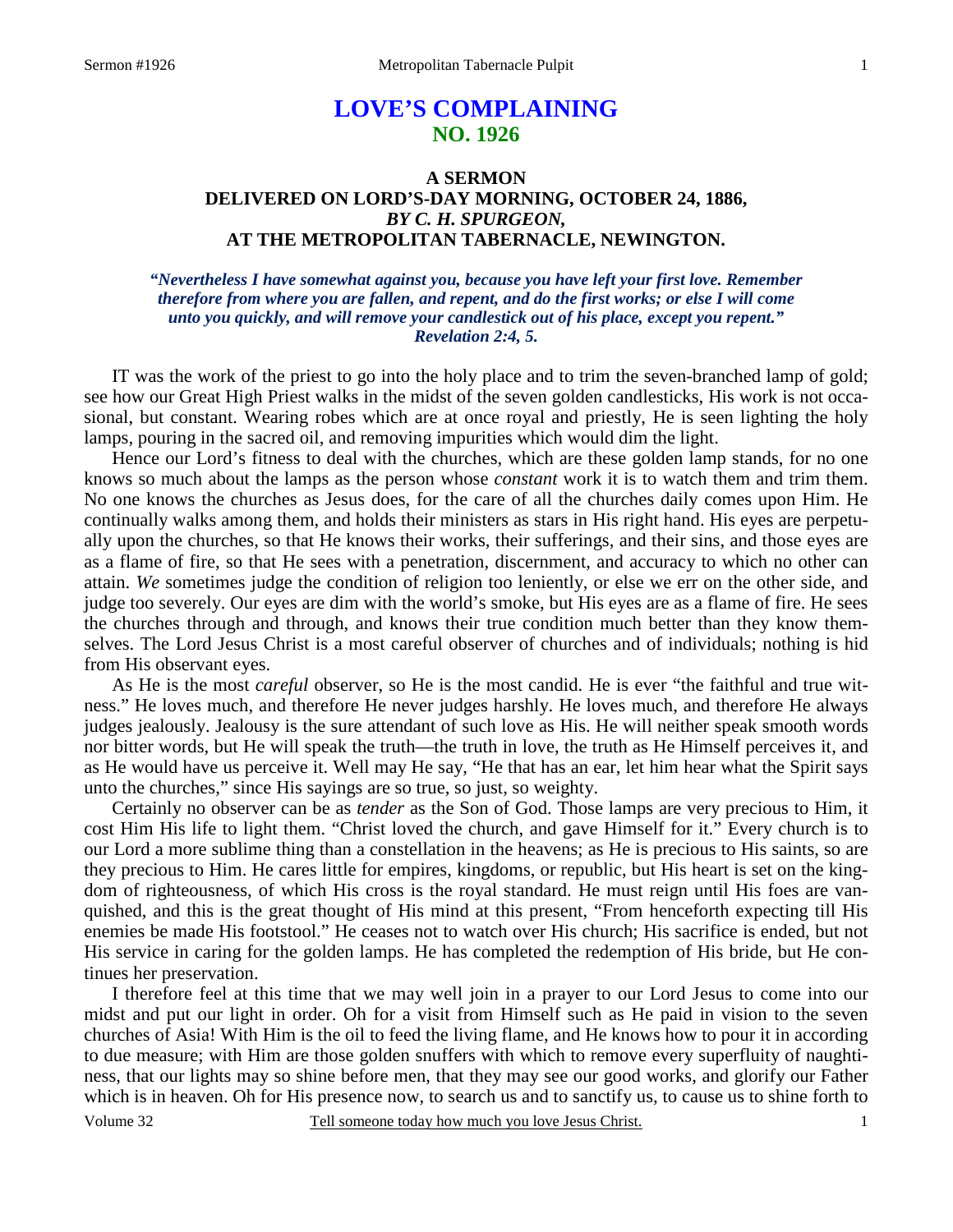# LOVE'S COMPLAINING
## NO. 1926

### A SERMON
### DELIVERED ON LORD'S-DAY MORNING, OCTOBER 24, 1886,
### *BY C. H. SPURGEON,*
### AT THE METROPOLITAN TABERNACLE, NEWINGTON.

***"Nevertheless I have somewhat against you, because you have left your first love. Remember therefore from where you are fallen, and repent, and do the first works; or else I will come unto you quickly, and will remove your candlestick out of his place, except you repent." Revelation 2:4, 5.***

IT was the work of the priest to go into the holy place and to trim the seven-branched lamp of gold; see how our Great High Priest walks in the midst of the seven golden candlesticks, His work is not occasional, but constant. Wearing robes which are at once royal and priestly, He is seen lighting the holy lamps, pouring in the sacred oil, and removing impurities which would dim the light.

Hence our Lord's fitness to deal with the churches, which are these golden lamp stands, for no one knows so much about the lamps as the person whose *constant* work it is to watch them and trim them. No one knows the churches as Jesus does, for the care of all the churches daily comes upon Him. He continually walks among them, and holds their ministers as stars in His right hand. His eyes are perpetually upon the churches, so that He knows their works, their sufferings, and their sins, and those eyes are as a flame of fire, so that He sees with a penetration, discernment, and accuracy to which no other can attain. *We* sometimes judge the condition of religion too leniently, or else we err on the other side, and judge too severely. Our eyes are dim with the world's smoke, but His eyes are as a flame of fire. He sees the churches through and through, and knows their true condition much better than they know themselves. The Lord Jesus Christ is a most careful observer of churches and of individuals; nothing is hid from His observant eyes.

As He is the most *careful* observer, so He is the most candid. He is ever "the faithful and true witness." He loves much, and therefore He never judges harshly. He loves much, and therefore He always judges jealously. Jealousy is the sure attendant of such love as His. He will neither speak smooth words nor bitter words, but He will speak the truth—the truth in love, the truth as He Himself perceives it, and as He would have us perceive it. Well may He say, "He that has an ear, let him hear what the Spirit says unto the churches," since His sayings are so true, so just, so weighty.

Certainly no observer can be as *tender* as the Son of God. Those lamps are very precious to Him, it cost Him His life to light them. "Christ loved the church, and gave Himself for it." Every church is to our Lord a more sublime thing than a constellation in the heavens; as He is precious to His saints, so are they precious to Him. He cares little for empires, kingdoms, or republic, but His heart is set on the kingdom of righteousness, of which His cross is the royal standard. He must reign until His foes are vanquished, and this is the great thought of His mind at this present, "From henceforth expecting till His enemies be made His footstool." He ceases not to watch over His church; His sacrifice is ended, but not His service in caring for the golden lamps. He has completed the redemption of His bride, but He continues her preservation.

I therefore feel at this time that we may well join in a prayer to our Lord Jesus to come into our midst and put our light in order. Oh for a visit from Himself such as He paid in vision to the seven churches of Asia! With Him is the oil to feed the living flame, and He knows how to pour it in according to due measure; with Him are those golden snuffers with which to remove every superfluity of naughtiness, that our lights may so shine before men, that they may see our good works, and glorify our Father which is in heaven. Oh for His presence now, to search us and to sanctify us, to cause us to shine forth to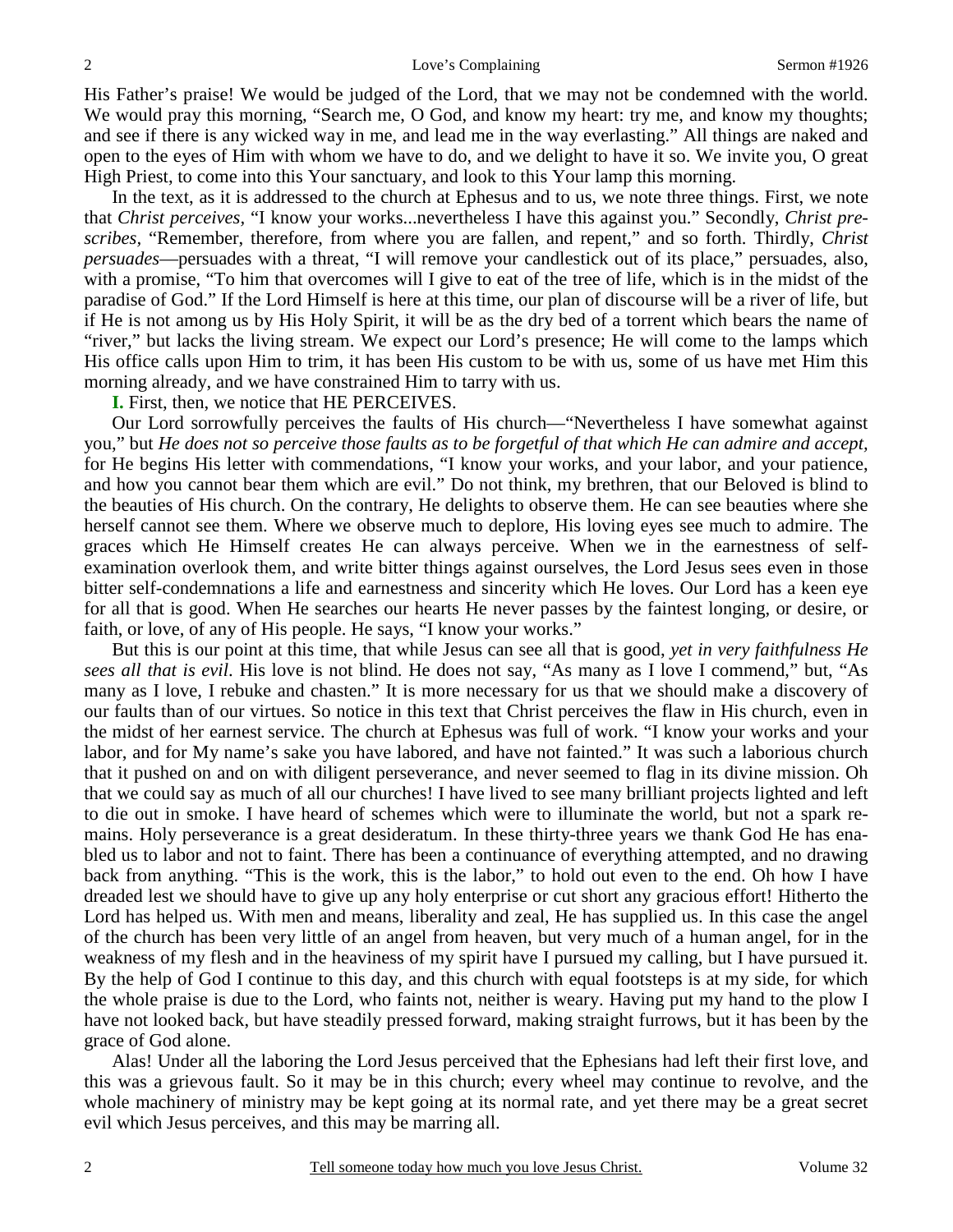His Father's praise! We would be judged of the Lord, that we may not be condemned with the world. We would pray this morning, "Search me, O God, and know my heart: try me, and know my thoughts; and see if there is any wicked way in me, and lead me in the way everlasting." All things are naked and open to the eyes of Him with whom we have to do, and we delight to have it so. We invite you, O great High Priest, to come into this Your sanctuary, and look to this Your lamp this morning.

In the text, as it is addressed to the church at Ephesus and to us, we note three things. First, we note that *Christ perceives,* "I know your works...nevertheless I have this against you." Secondly, *Christ prescribes,* "Remember, therefore, from where you are fallen, and repent," and so forth. Thirdly, *Christ persuades*—persuades with a threat, "I will remove your candlestick out of its place," persuades, also, with a promise, "To him that overcomes will I give to eat of the tree of life, which is in the midst of the paradise of God." If the Lord Himself is here at this time, our plan of discourse will be a river of life, but if He is not among us by His Holy Spirit, it will be as the dry bed of a torrent which bears the name of "river," but lacks the living stream. We expect our Lord's presence; He will come to the lamps which His office calls upon Him to trim, it has been His custom to be with us, some of us have met Him this morning already, and we have constrained Him to tarry with us.

**I.** First, then, we notice that HE PERCEIVES.

Our Lord sorrowfully perceives the faults of His church—"Nevertheless I have somewhat against you," but *He does not so perceive those faults as to be forgetful of that which He can admire and accept,* for He begins His letter with commendations, "I know your works, and your labor, and your patience, and how you cannot bear them which are evil." Do not think, my brethren, that our Beloved is blind to the beauties of His church. On the contrary, He delights to observe them. He can see beauties where she herself cannot see them. Where we observe much to deplore, His loving eyes see much to admire. The graces which He Himself creates He can always perceive. When we in the earnestness of self-examination overlook them, and write bitter things against ourselves, the Lord Jesus sees even in those bitter self-condemnations a life and earnestness and sincerity which He loves. Our Lord has a keen eye for all that is good. When He searches our hearts He never passes by the faintest longing, or desire, or faith, or love, of any of His people. He says, "I know your works."

But this is our point at this time, that while Jesus can see all that is good, *yet in very faithfulness He sees all that is evil*. His love is not blind. He does not say, "As many as I love I commend," but, "As many as I love, I rebuke and chasten." It is more necessary for us that we should make a discovery of our faults than of our virtues. So notice in this text that Christ perceives the flaw in His church, even in the midst of her earnest service. The church at Ephesus was full of work. "I know your works and your labor, and for My name's sake you have labored, and have not fainted." It was such a laborious church that it pushed on and on with diligent perseverance, and never seemed to flag in its divine mission. Oh that we could say as much of all our churches! I have lived to see many brilliant projects lighted and left to die out in smoke. I have heard of schemes which were to illuminate the world, but not a spark remains. Holy perseverance is a great desideratum. In these thirty-three years we thank God He has enabled us to labor and not to faint. There has been a continuance of everything attempted, and no drawing back from anything. "This is the work, this is the labor," to hold out even to the end. Oh how I have dreaded lest we should have to give up any holy enterprise or cut short any gracious effort! Hitherto the Lord has helped us. With men and means, liberality and zeal, He has supplied us. In this case the angel of the church has been very little of an angel from heaven, but very much of a human angel, for in the weakness of my flesh and in the heaviness of my spirit have I pursued my calling, but I have pursued it. By the help of God I continue to this day, and this church with equal footsteps is at my side, for which the whole praise is due to the Lord, who faints not, neither is weary. Having put my hand to the plow I have not looked back, but have steadily pressed forward, making straight furrows, but it has been by the grace of God alone.

Alas! Under all the laboring the Lord Jesus perceived that the Ephesians had left their first love, and this was a grievous fault. So it may be in this church; every wheel may continue to revolve, and the whole machinery of ministry may be kept going at its normal rate, and yet there may be a great secret evil which Jesus perceives, and this may be marring all.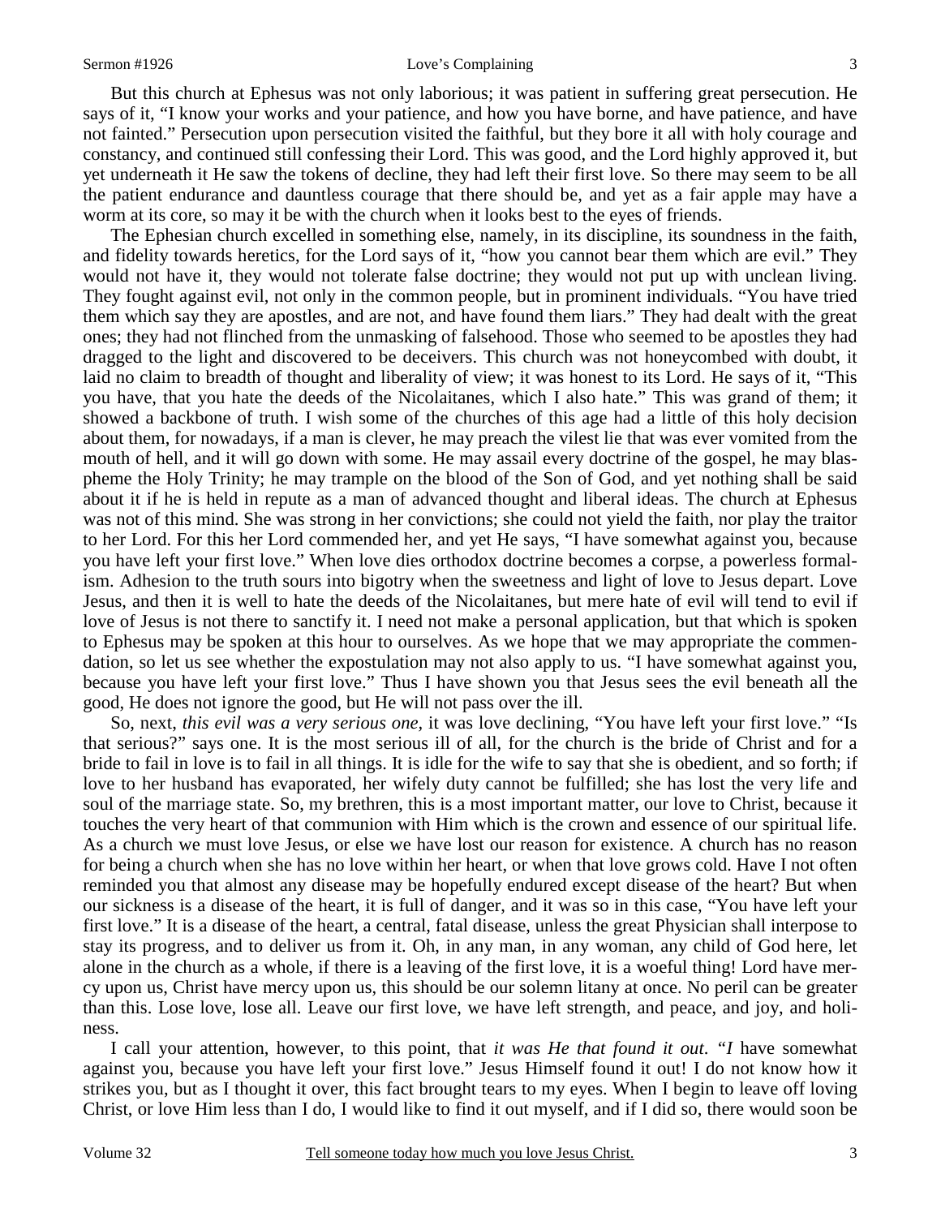But this church at Ephesus was not only laborious; it was patient in suffering great persecution. He says of it, "I know your works and your patience, and how you have borne, and have patience, and have not fainted." Persecution upon persecution visited the faithful, but they bore it all with holy courage and constancy, and continued still confessing their Lord. This was good, and the Lord highly approved it, but yet underneath it He saw the tokens of decline, they had left their first love. So there may seem to be all the patient endurance and dauntless courage that there should be, and yet as a fair apple may have a worm at its core, so may it be with the church when it looks best to the eyes of friends.

The Ephesian church excelled in something else, namely, in its discipline, its soundness in the faith, and fidelity towards heretics, for the Lord says of it, "how you cannot bear them which are evil." They would not have it, they would not tolerate false doctrine; they would not put up with unclean living. They fought against evil, not only in the common people, but in prominent individuals. "You have tried them which say they are apostles, and are not, and have found them liars." They had dealt with the great ones; they had not flinched from the unmasking of falsehood. Those who seemed to be apostles they had dragged to the light and discovered to be deceivers. This church was not honeycombed with doubt, it laid no claim to breadth of thought and liberality of view; it was honest to its Lord. He says of it, "This you have, that you hate the deeds of the Nicolaitanes, which I also hate." This was grand of them; it showed a backbone of truth. I wish some of the churches of this age had a little of this holy decision about them, for nowadays, if a man is clever, he may preach the vilest lie that was ever vomited from the mouth of hell, and it will go down with some. He may assail every doctrine of the gospel, he may blaspheme the Holy Trinity; he may trample on the blood of the Son of God, and yet nothing shall be said about it if he is held in repute as a man of advanced thought and liberal ideas. The church at Ephesus was not of this mind. She was strong in her convictions; she could not yield the faith, nor play the traitor to her Lord. For this her Lord commended her, and yet He says, "I have somewhat against you, because you have left your first love." When love dies orthodox doctrine becomes a corpse, a powerless formalism. Adhesion to the truth sours into bigotry when the sweetness and light of love to Jesus depart. Love Jesus, and then it is well to hate the deeds of the Nicolaitanes, but mere hate of evil will tend to evil if love of Jesus is not there to sanctify it. I need not make a personal application, but that which is spoken to Ephesus may be spoken at this hour to ourselves. As we hope that we may appropriate the commendation, so let us see whether the expostulation may not also apply to us. "I have somewhat against you, because you have left your first love." Thus I have shown you that Jesus sees the evil beneath all the good, He does not ignore the good, but He will not pass over the ill.

So, next, *this evil was a very serious one*, it was love declining, "You have left your first love." "Is that serious?" says one. It is the most serious ill of all, for the church is the bride of Christ and for a bride to fail in love is to fail in all things. It is idle for the wife to say that she is obedient, and so forth; if love to her husband has evaporated, her wifely duty cannot be fulfilled; she has lost the very life and soul of the marriage state. So, my brethren, this is a most important matter, our love to Christ, because it touches the very heart of that communion with Him which is the crown and essence of our spiritual life. As a church we must love Jesus, or else we have lost our reason for existence. A church has no reason for being a church when she has no love within her heart, or when that love grows cold. Have I not often reminded you that almost any disease may be hopefully endured except disease of the heart? But when our sickness is a disease of the heart, it is full of danger, and it was so in this case, "You have left your first love." It is a disease of the heart, a central, fatal disease, unless the great Physician shall interpose to stay its progress, and to deliver us from it. Oh, in any man, in any woman, any child of God here, let alone in the church as a whole, if there is a leaving of the first love, it is a woeful thing! Lord have mercy upon us, Christ have mercy upon us, this should be our solemn litany at once. No peril can be greater than this. Lose love, lose all. Leave our first love, we have left strength, and peace, and joy, and holiness.

I call your attention, however, to this point, that *it was He that found it out*. "*I* have somewhat against you, because you have left your first love." Jesus Himself found it out! I do not know how it strikes you, but as I thought it over, this fact brought tears to my eyes. When I begin to leave off loving Christ, or love Him less than I do, I would like to find it out myself, and if I did so, there would soon be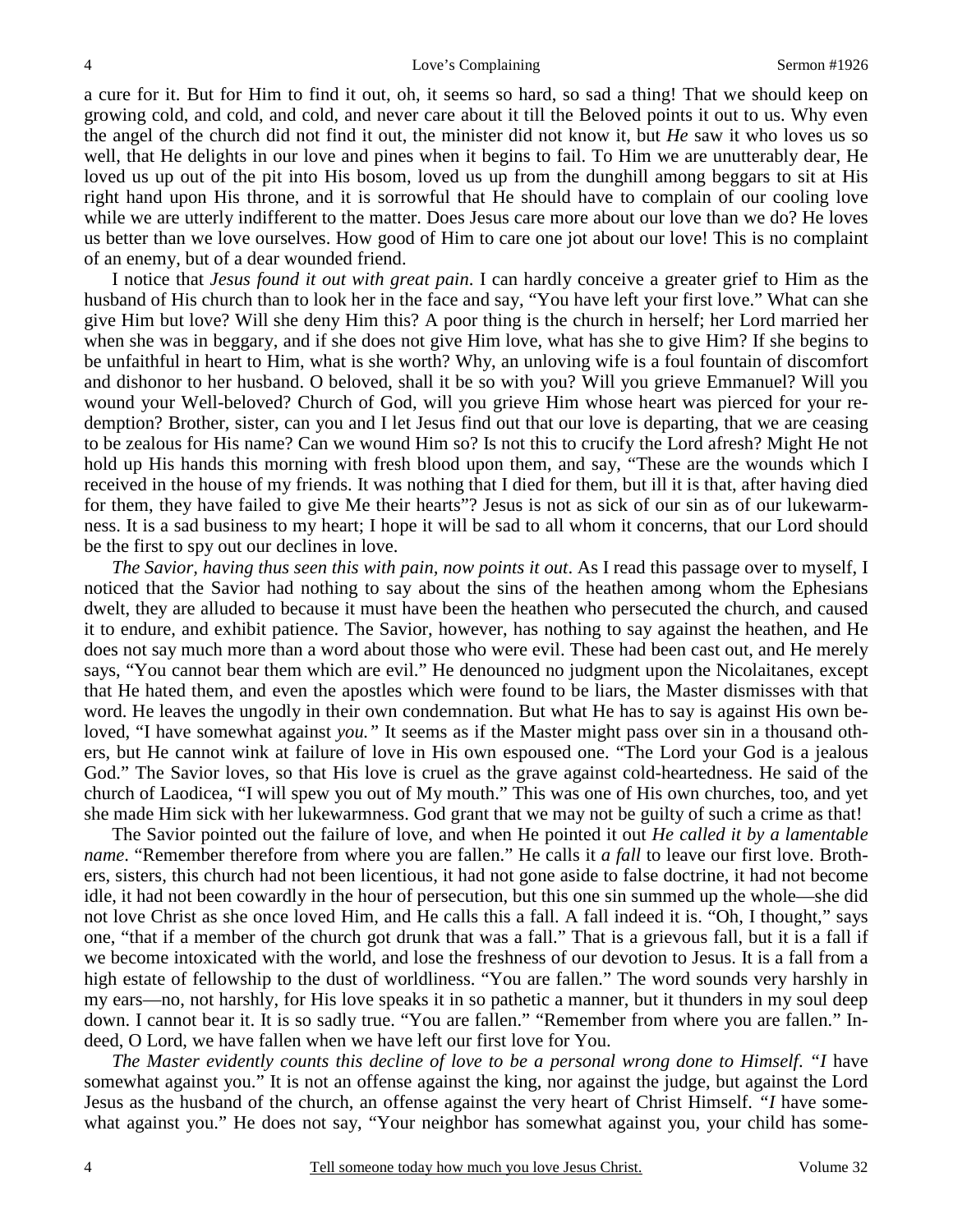a cure for it. But for Him to find it out, oh, it seems so hard, so sad a thing! That we should keep on growing cold, and cold, and cold, and never care about it till the Beloved points it out to us. Why even the angel of the church did not find it out, the minister did not know it, but *He* saw it who loves us so well, that He delights in our love and pines when it begins to fail. To Him we are unutterably dear, He loved us up out of the pit into His bosom, loved us up from the dunghill among beggars to sit at His right hand upon His throne, and it is sorrowful that He should have to complain of our cooling love while we are utterly indifferent to the matter. Does Jesus care more about our love than we do? He loves us better than we love ourselves. How good of Him to care one jot about our love! This is no complaint of an enemy, but of a dear wounded friend.

I notice that *Jesus found it out with great pain*. I can hardly conceive a greater grief to Him as the husband of His church than to look her in the face and say, "You have left your first love." What can she give Him but love? Will she deny Him this? A poor thing is the church in herself; her Lord married her when she was in beggary, and if she does not give Him love, what has she to give Him? If she begins to be unfaithful in heart to Him, what is she worth? Why, an unloving wife is a foul fountain of discomfort and dishonor to her husband. O beloved, shall it be so with you? Will you grieve Emmanuel? Will you wound your Well-beloved? Church of God, will you grieve Him whose heart was pierced for your redemption? Brother, sister, can you and I let Jesus find out that our love is departing, that we are ceasing to be zealous for His name? Can we wound Him so? Is not this to crucify the Lord afresh? Might He not hold up His hands this morning with fresh blood upon them, and say, "These are the wounds which I received in the house of my friends. It was nothing that I died for them, but ill it is that, after having died for them, they have failed to give Me their hearts"? Jesus is not as sick of our sin as of our lukewarmness. It is a sad business to my heart; I hope it will be sad to all whom it concerns, that our Lord should be the first to spy out our declines in love.

*The Savior, having thus seen this with pain, now points it out*. As I read this passage over to myself, I noticed that the Savior had nothing to say about the sins of the heathen among whom the Ephesians dwelt, they are alluded to because it must have been the heathen who persecuted the church, and caused it to endure, and exhibit patience. The Savior, however, has nothing to say against the heathen, and He does not say much more than a word about those who were evil. These had been cast out, and He merely says, "You cannot bear them which are evil." He denounced no judgment upon the Nicolaitanes, except that He hated them, and even the apostles which were found to be liars, the Master dismisses with that word. He leaves the ungodly in their own condemnation. But what He has to say is against His own beloved, "I have somewhat against *you."* It seems as if the Master might pass over sin in a thousand others, but He cannot wink at failure of love in His own espoused one. "The Lord your God is a jealous God." The Savior loves, so that His love is cruel as the grave against cold-heartedness. He said of the church of Laodicea, "I will spew you out of My mouth." This was one of His own churches, too, and yet she made Him sick with her lukewarmness. God grant that we may not be guilty of such a crime as that!

The Savior pointed out the failure of love, and when He pointed it out *He called it by a lamentable name*. "Remember therefore from where you are fallen." He calls it *a fall* to leave our first love. Brothers, sisters, this church had not been licentious, it had not gone aside to false doctrine, it had not become idle, it had not been cowardly in the hour of persecution, but this one sin summed up the whole—she did not love Christ as she once loved Him, and He calls this a fall. A fall indeed it is. "Oh, I thought," says one, "that if a member of the church got drunk that was a fall." That is a grievous fall, but it is a fall if we become intoxicated with the world, and lose the freshness of our devotion to Jesus. It is a fall from a high estate of fellowship to the dust of worldliness. "You are fallen." The word sounds very harshly in my ears—no, not harshly, for His love speaks it in so pathetic a manner, but it thunders in my soul deep down. I cannot bear it. It is so sadly true. "You are fallen." "Remember from where you are fallen." Indeed, O Lord, we have fallen when we have left our first love for You.

*The Master evidently counts this decline of love to be a personal wrong done to Himself*. *"I* have somewhat against you." It is not an offense against the king, nor against the judge, but against the Lord Jesus as the husband of the church, an offense against the very heart of Christ Himself. *"I* have somewhat against you." He does not say, "Your neighbor has somewhat against you, your child has some-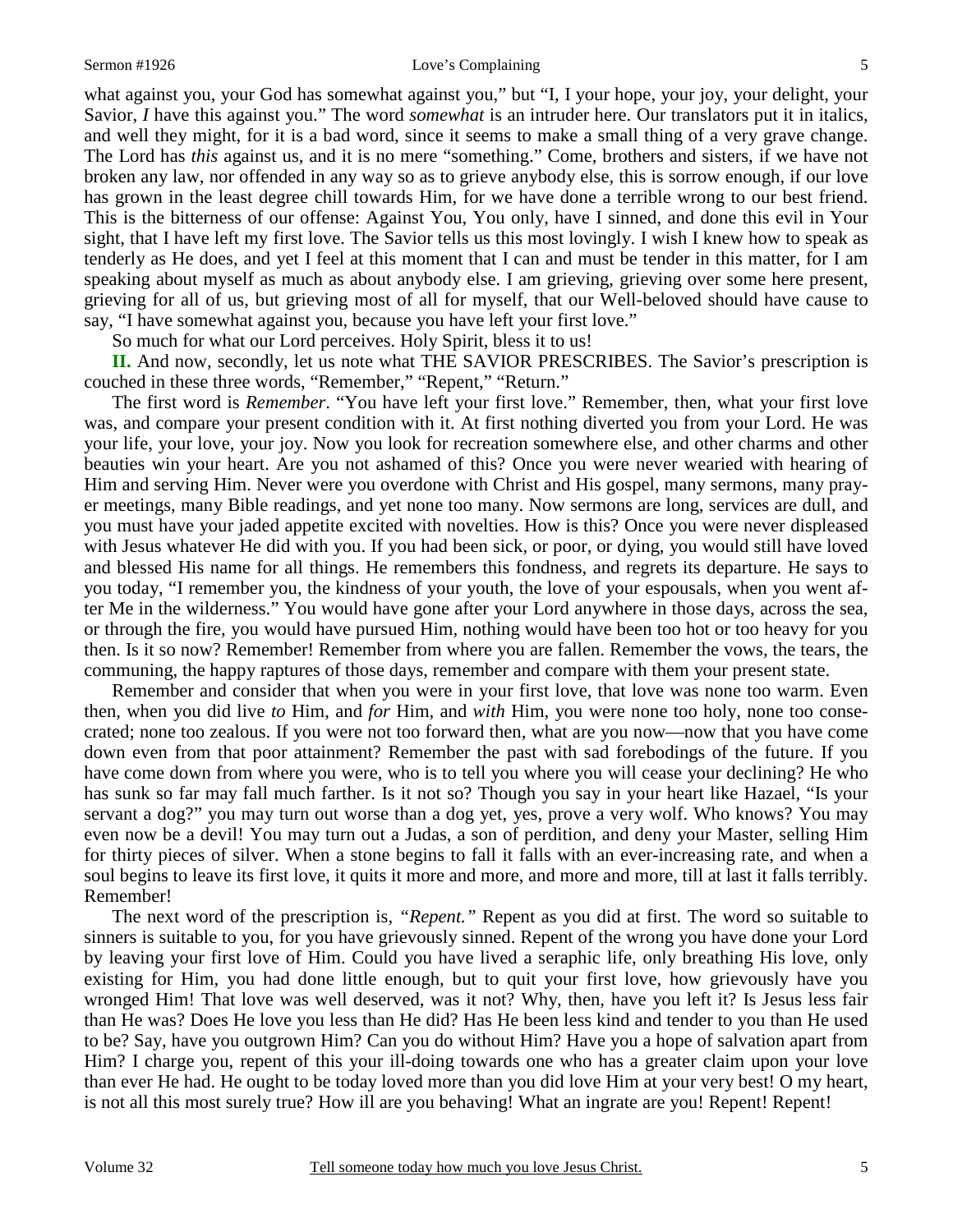what against you, your God has somewhat against you," but "I, I your hope, your joy, your delight, your Savior, *I* have this against you." The word *somewhat* is an intruder here. Our translators put it in italics, and well they might, for it is a bad word, since it seems to make a small thing of a very grave change. The Lord has *this* against us, and it is no mere "something." Come, brothers and sisters, if we have not broken any law, nor offended in any way so as to grieve anybody else, this is sorrow enough, if our love has grown in the least degree chill towards Him, for we have done a terrible wrong to our best friend. This is the bitterness of our offense: Against You, You only, have I sinned, and done this evil in Your sight, that I have left my first love. The Savior tells us this most lovingly. I wish I knew how to speak as tenderly as He does, and yet I feel at this moment that I can and must be tender in this matter, for I am speaking about myself as much as about anybody else. I am grieving, grieving over some here present, grieving for all of us, but grieving most of all for myself, that our Well-beloved should have cause to say, "I have somewhat against you, because you have left your first love."

So much for what our Lord perceives. Holy Spirit, bless it to us!

**II.** And now, secondly, let us note what THE SAVIOR PRESCRIBES. The Savior's prescription is couched in these three words, "Remember," "Repent," "Return."

The first word is *Remember*. "You have left your first love." Remember, then, what your first love was, and compare your present condition with it. At first nothing diverted you from your Lord. He was your life, your love, your joy. Now you look for recreation somewhere else, and other charms and other beauties win your heart. Are you not ashamed of this? Once you were never wearied with hearing of Him and serving Him. Never were you overdone with Christ and His gospel, many sermons, many prayer meetings, many Bible readings, and yet none too many. Now sermons are long, services are dull, and you must have your jaded appetite excited with novelties. How is this? Once you were never displeased with Jesus whatever He did with you. If you had been sick, or poor, or dying, you would still have loved and blessed His name for all things. He remembers this fondness, and regrets its departure. He says to you today, "I remember you, the kindness of your youth, the love of your espousals, when you went after Me in the wilderness." You would have gone after your Lord anywhere in those days, across the sea, or through the fire, you would have pursued Him, nothing would have been too hot or too heavy for you then. Is it so now? Remember! Remember from where you are fallen. Remember the vows, the tears, the communing, the happy raptures of those days, remember and compare with them your present state.

Remember and consider that when you were in your first love, that love was none too warm. Even then, when you did live *to* Him, and *for* Him, and *with* Him, you were none too holy, none too consecrated; none too zealous. If you were not too forward then, what are you now—now that you have come down even from that poor attainment? Remember the past with sad forebodings of the future. If you have come down from where you were, who is to tell you where you will cease your declining? He who has sunk so far may fall much farther. Is it not so? Though you say in your heart like Hazael, "Is your servant a dog?" you may turn out worse than a dog yet, yes, prove a very wolf. Who knows? You may even now be a devil! You may turn out a Judas, a son of perdition, and deny your Master, selling Him for thirty pieces of silver. When a stone begins to fall it falls with an ever-increasing rate, and when a soul begins to leave its first love, it quits it more and more, and more and more, till at last it falls terribly. Remember!

The next word of the prescription is, *"Repent."* Repent as you did at first. The word so suitable to sinners is suitable to you, for you have grievously sinned. Repent of the wrong you have done your Lord by leaving your first love of Him. Could you have lived a seraphic life, only breathing His love, only existing for Him, you had done little enough, but to quit your first love, how grievously have you wronged Him! That love was well deserved, was it not? Why, then, have you left it? Is Jesus less fair than He was? Does He love you less than He did? Has He been less kind and tender to you than He used to be? Say, have you outgrown Him? Can you do without Him? Have you a hope of salvation apart from Him? I charge you, repent of this your ill-doing towards one who has a greater claim upon your love than ever He had. He ought to be today loved more than you did love Him at your very best! O my heart, is not all this most surely true? How ill are you behaving! What an ingrate are you! Repent! Repent!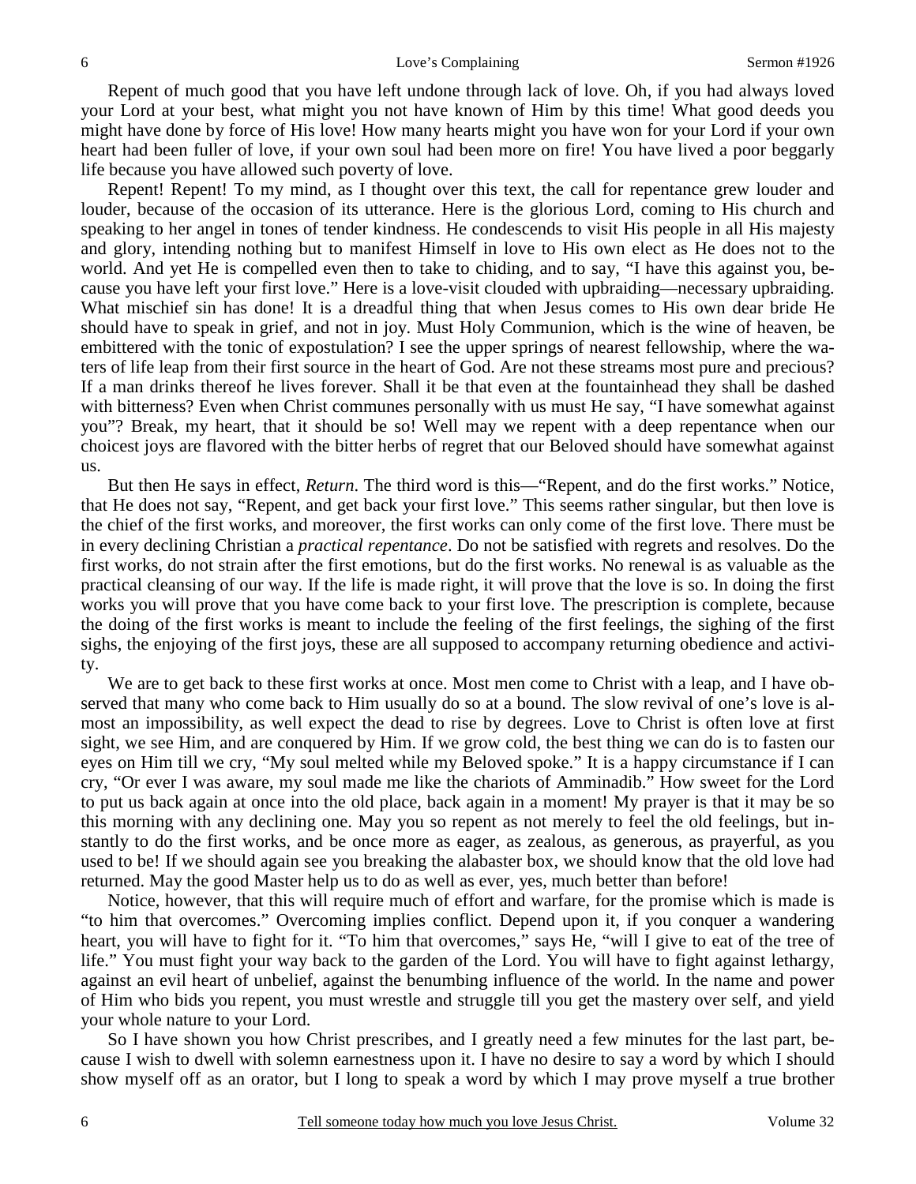Repent of much good that you have left undone through lack of love. Oh, if you had always loved your Lord at your best, what might you not have known of Him by this time! What good deeds you might have done by force of His love! How many hearts might you have won for your Lord if your own heart had been fuller of love, if your own soul had been more on fire! You have lived a poor beggarly life because you have allowed such poverty of love.

Repent! Repent! To my mind, as I thought over this text, the call for repentance grew louder and louder, because of the occasion of its utterance. Here is the glorious Lord, coming to His church and speaking to her angel in tones of tender kindness. He condescends to visit His people in all His majesty and glory, intending nothing but to manifest Himself in love to His own elect as He does not to the world. And yet He is compelled even then to take to chiding, and to say, "I have this against you, because you have left your first love." Here is a love-visit clouded with upbraiding—necessary upbraiding. What mischief sin has done! It is a dreadful thing that when Jesus comes to His own dear bride He should have to speak in grief, and not in joy. Must Holy Communion, which is the wine of heaven, be embittered with the tonic of expostulation? I see the upper springs of nearest fellowship, where the waters of life leap from their first source in the heart of God. Are not these streams most pure and precious? If a man drinks thereof he lives forever. Shall it be that even at the fountainhead they shall be dashed with bitterness? Even when Christ communes personally with us must He say, "I have somewhat against you"? Break, my heart, that it should be so! Well may we repent with a deep repentance when our choicest joys are flavored with the bitter herbs of regret that our Beloved should have somewhat against us.

But then He says in effect, *Return*. The third word is this—"Repent, and do the first works." Notice, that He does not say, "Repent, and get back your first love." This seems rather singular, but then love is the chief of the first works, and moreover, the first works can only come of the first love. There must be in every declining Christian a *practical repentance*. Do not be satisfied with regrets and resolves. Do the first works, do not strain after the first emotions, but do the first works. No renewal is as valuable as the practical cleansing of our way. If the life is made right, it will prove that the love is so. In doing the first works you will prove that you have come back to your first love. The prescription is complete, because the doing of the first works is meant to include the feeling of the first feelings, the sighing of the first sighs, the enjoying of the first joys, these are all supposed to accompany returning obedience and activity.

We are to get back to these first works at once. Most men come to Christ with a leap, and I have observed that many who come back to Him usually do so at a bound. The slow revival of one's love is almost an impossibility, as well expect the dead to rise by degrees. Love to Christ is often love at first sight, we see Him, and are conquered by Him. If we grow cold, the best thing we can do is to fasten our eyes on Him till we cry, "My soul melted while my Beloved spoke." It is a happy circumstance if I can cry, "Or ever I was aware, my soul made me like the chariots of Amminadib." How sweet for the Lord to put us back again at once into the old place, back again in a moment! My prayer is that it may be so this morning with any declining one. May you so repent as not merely to feel the old feelings, but instantly to do the first works, and be once more as eager, as zealous, as generous, as prayerful, as you used to be! If we should again see you breaking the alabaster box, we should know that the old love had returned. May the good Master help us to do as well as ever, yes, much better than before!

Notice, however, that this will require much of effort and warfare, for the promise which is made is "to him that overcomes." Overcoming implies conflict. Depend upon it, if you conquer a wandering heart, you will have to fight for it. "To him that overcomes," says He, "will I give to eat of the tree of life." You must fight your way back to the garden of the Lord. You will have to fight against lethargy, against an evil heart of unbelief, against the benumbing influence of the world. In the name and power of Him who bids you repent, you must wrestle and struggle till you get the mastery over self, and yield your whole nature to your Lord.

So I have shown you how Christ prescribes, and I greatly need a few minutes for the last part, because I wish to dwell with solemn earnestness upon it. I have no desire to say a word by which I should show myself off as an orator, but I long to speak a word by which I may prove myself a true brother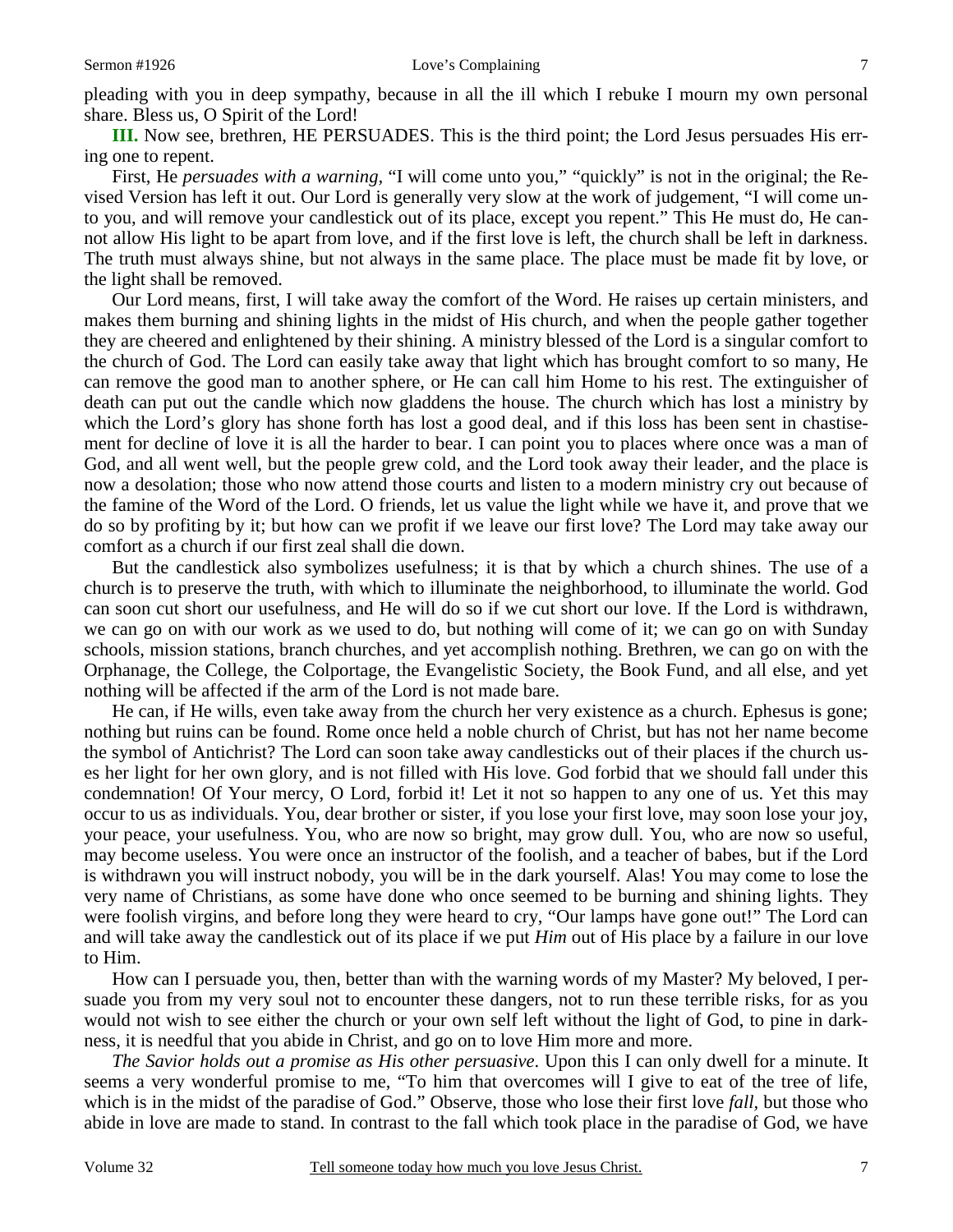pleading with you in deep sympathy, because in all the ill which I rebuke I mourn my own personal share. Bless us, O Spirit of the Lord!

**III.** Now see, brethren, HE PERSUADES. This is the third point; the Lord Jesus persuades His erring one to repent.

First, He *persuades with a warning,* "I will come unto you," "quickly" is not in the original; the Revised Version has left it out. Our Lord is generally very slow at the work of judgement, "I will come unto you, and will remove your candlestick out of its place, except you repent." This He must do, He cannot allow His light to be apart from love, and if the first love is left, the church shall be left in darkness. The truth must always shine, but not always in the same place. The place must be made fit by love, or the light shall be removed.

Our Lord means, first, I will take away the comfort of the Word. He raises up certain ministers, and makes them burning and shining lights in the midst of His church, and when the people gather together they are cheered and enlightened by their shining. A ministry blessed of the Lord is a singular comfort to the church of God. The Lord can easily take away that light which has brought comfort to so many, He can remove the good man to another sphere, or He can call him Home to his rest. The extinguisher of death can put out the candle which now gladdens the house. The church which has lost a ministry by which the Lord's glory has shone forth has lost a good deal, and if this loss has been sent in chastisement for decline of love it is all the harder to bear. I can point you to places where once was a man of God, and all went well, but the people grew cold, and the Lord took away their leader, and the place is now a desolation; those who now attend those courts and listen to a modern ministry cry out because of the famine of the Word of the Lord. O friends, let us value the light while we have it, and prove that we do so by profiting by it; but how can we profit if we leave our first love? The Lord may take away our comfort as a church if our first zeal shall die down.

But the candlestick also symbolizes usefulness; it is that by which a church shines. The use of a church is to preserve the truth, with which to illuminate the neighborhood, to illuminate the world. God can soon cut short our usefulness, and He will do so if we cut short our love. If the Lord is withdrawn, we can go on with our work as we used to do, but nothing will come of it; we can go on with Sunday schools, mission stations, branch churches, and yet accomplish nothing. Brethren, we can go on with the Orphanage, the College, the Colportage, the Evangelistic Society, the Book Fund, and all else, and yet nothing will be affected if the arm of the Lord is not made bare.

He can, if He wills, even take away from the church her very existence as a church. Ephesus is gone; nothing but ruins can be found. Rome once held a noble church of Christ, but has not her name become the symbol of Antichrist? The Lord can soon take away candlesticks out of their places if the church uses her light for her own glory, and is not filled with His love. God forbid that we should fall under this condemnation! Of Your mercy, O Lord, forbid it! Let it not so happen to any one of us. Yet this may occur to us as individuals. You, dear brother or sister, if you lose your first love, may soon lose your joy, your peace, your usefulness. You, who are now so bright, may grow dull. You, who are now so useful, may become useless. You were once an instructor of the foolish, and a teacher of babes, but if the Lord is withdrawn you will instruct nobody, you will be in the dark yourself. Alas! You may come to lose the very name of Christians, as some have done who once seemed to be burning and shining lights. They were foolish virgins, and before long they were heard to cry, "Our lamps have gone out!" The Lord can and will take away the candlestick out of its place if we put *Him* out of His place by a failure in our love to Him.

How can I persuade you, then, better than with the warning words of my Master? My beloved, I persuade you from my very soul not to encounter these dangers, not to run these terrible risks, for as you would not wish to see either the church or your own self left without the light of God, to pine in darkness, it is needful that you abide in Christ, and go on to love Him more and more.

*The Savior holds out a promise as His other persuasive*. Upon this I can only dwell for a minute. It seems a very wonderful promise to me, "To him that overcomes will I give to eat of the tree of life, which is in the midst of the paradise of God." Observe, those who lose their first love *fall,* but those who abide in love are made to stand. In contrast to the fall which took place in the paradise of God, we have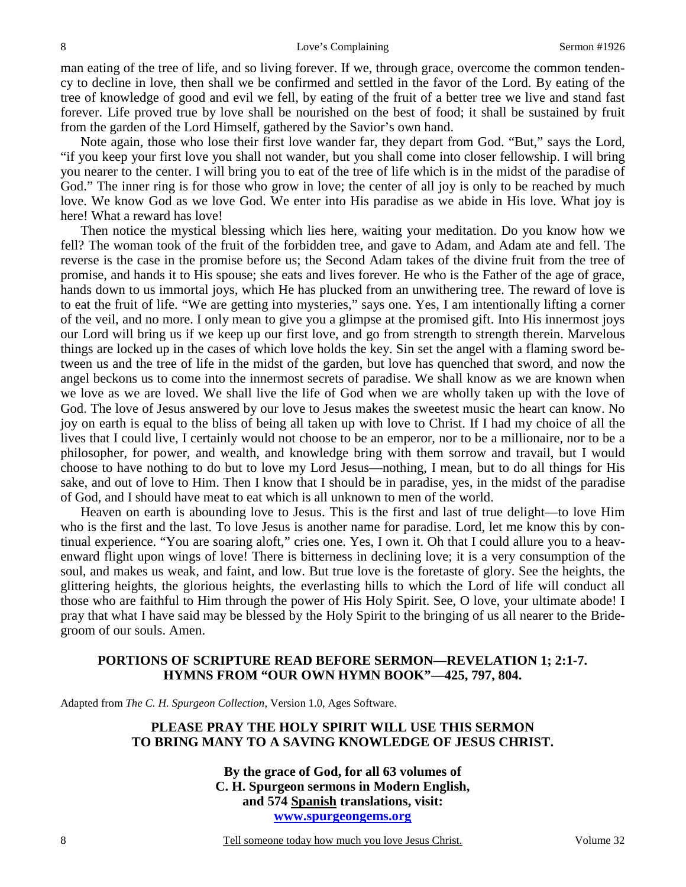man eating of the tree of life, and so living forever. If we, through grace, overcome the common tendency to decline in love, then shall we be confirmed and settled in the favor of the Lord. By eating of the tree of knowledge of good and evil we fell, by eating of the fruit of a better tree we live and stand fast forever. Life proved true by love shall be nourished on the best of food; it shall be sustained by fruit from the garden of the Lord Himself, gathered by the Savior's own hand.

Note again, those who lose their first love wander far, they depart from God. "But," says the Lord, "if you keep your first love you shall not wander, but you shall come into closer fellowship. I will bring you nearer to the center. I will bring you to eat of the tree of life which is in the midst of the paradise of God." The inner ring is for those who grow in love; the center of all joy is only to be reached by much love. We know God as we love God. We enter into His paradise as we abide in His love. What joy is here! What a reward has love!

Then notice the mystical blessing which lies here, waiting your meditation. Do you know how we fell? The woman took of the fruit of the forbidden tree, and gave to Adam, and Adam ate and fell. The reverse is the case in the promise before us; the Second Adam takes of the divine fruit from the tree of promise, and hands it to His spouse; she eats and lives forever. He who is the Father of the age of grace, hands down to us immortal joys, which He has plucked from an unwithering tree. The reward of love is to eat the fruit of life. "We are getting into mysteries," says one. Yes, I am intentionally lifting a corner of the veil, and no more. I only mean to give you a glimpse at the promised gift. Into His innermost joys our Lord will bring us if we keep up our first love, and go from strength to strength therein. Marvelous things are locked up in the cases of which love holds the key. Sin set the angel with a flaming sword between us and the tree of life in the midst of the garden, but love has quenched that sword, and now the angel beckons us to come into the innermost secrets of paradise. We shall know as we are known when we love as we are loved. We shall live the life of God when we are wholly taken up with the love of God. The love of Jesus answered by our love to Jesus makes the sweetest music the heart can know. No joy on earth is equal to the bliss of being all taken up with love to Christ. If I had my choice of all the lives that I could live, I certainly would not choose to be an emperor, nor to be a millionaire, nor to be a philosopher, for power, and wealth, and knowledge bring with them sorrow and travail, but I would choose to have nothing to do but to love my Lord Jesus—nothing, I mean, but to do all things for His sake, and out of love to Him. Then I know that I should be in paradise, yes, in the midst of the paradise of God, and I should have meat to eat which is all unknown to men of the world.

Heaven on earth is abounding love to Jesus. This is the first and last of true delight—to love Him who is the first and the last. To love Jesus is another name for paradise. Lord, let me know this by continual experience. "You are soaring aloft," cries one. Yes, I own it. Oh that I could allure you to a heavenward flight upon wings of love! There is bitterness in declining love; it is a very consumption of the soul, and makes us weak, and faint, and low. But true love is the foretaste of glory. See the heights, the glittering heights, the glorious heights, the everlasting hills to which the Lord of life will conduct all those who are faithful to Him through the power of His Holy Spirit. See, O love, your ultimate abode! I pray that what I have said may be blessed by the Holy Spirit to the bringing of us all nearer to the Bridegroom of our souls. Amen.

**PORTIONS OF SCRIPTURE READ BEFORE SERMON—REVELATION 1; 2:1-7.**
**HYMNS FROM "OUR OWN HYMN BOOK"—425, 797, 804.**

Adapted from *The C. H. Spurgeon Collection*, Version 1.0, Ages Software.

**PLEASE PRAY THE HOLY SPIRIT WILL USE THIS SERMON TO BRING MANY TO A SAVING KNOWLEDGE OF JESUS CHRIST.**

**By the grace of God, for all 63 volumes of C. H. Spurgeon sermons in Modern English, and 574 Spanish translations, visit: www.spurgeongems.org**

Tell someone today how much you love Jesus Christ.